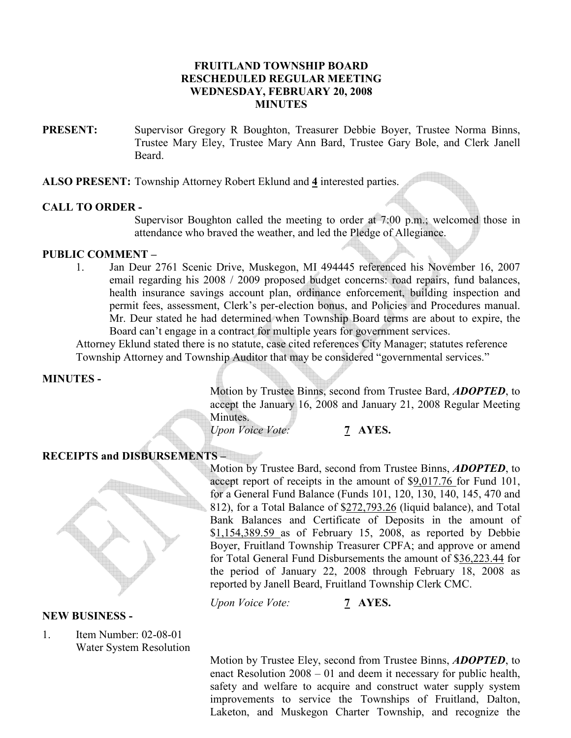# FRUITLAND TOWNSHIP BOARD
# RESCHEDULED REGULAR MEETING
# WEDNESDAY, FEBRUARY 20, 2008
# MINUTES

**PRESENT:** Supervisor Gregory R Boughton, Treasurer Debbie Boyer, Trustee Norma Binns, Trustee Mary Eley, Trustee Mary Ann Bard, Trustee Gary Bole, and Clerk Janell Beard.

**ALSO PRESENT:** Township Attorney Robert Eklund and **4** interested parties.

**CALL TO ORDER -**

Supervisor Boughton called the meeting to order at 7:00 p.m.; welcomed those in attendance who braved the weather, and led the Pledge of Allegiance.

**PUBLIC COMMENT –**

1. Jan Deur 2761 Scenic Drive, Muskegon, MI 494445 referenced his November 16, 2007 email regarding his 2008 / 2009 proposed budget concerns: road repairs, fund balances, health insurance savings account plan, ordinance enforcement, building inspection and permit fees, assessment, Clerk's per-election bonus, and Policies and Procedures manual. Mr. Deur stated he had determined when Township Board terms are about to expire, the Board can't engage in a contract for multiple years for government services.

Attorney Eklund stated there is no statute, case cited references City Manager; statutes reference Township Attorney and Township Auditor that may be considered "governmental services."

**MINUTES -**

Motion by Trustee Binns, second from Trustee Bard, ***ADOPTED***, to accept the January 16, 2008 and January 21, 2008 Regular Meeting Minutes.

*Upon Voice Vote:* **7 AYES.**

**RECEIPTS and DISBURSEMENTS –**

Motion by Trustee Bard, second from Trustee Binns, ***ADOPTED***, to accept report of receipts in the amount of $9,017.76 for Fund 101, for a General Fund Balance (Funds 101, 120, 130, 140, 145, 470 and 812), for a Total Balance of $272,793.26 (liquid balance), and Total Bank Balances and Certificate of Deposits in the amount of $1,154,389.59 as of February 15, 2008, as reported by Debbie Boyer, Fruitland Township Treasurer CPFA; and approve or amend for Total General Fund Disbursements the amount of $36,223.44 for the period of January 22, 2008 through February 18, 2008 as reported by Janell Beard, Fruitland Township Clerk CMC.

*Upon Voice Vote:* **7 AYES.**

**NEW BUSINESS -**

1. Item Number: 02-08-01
   Water System Resolution

Motion by Trustee Eley, second from Trustee Binns, ***ADOPTED***, to enact Resolution 2008 – 01 and deem it necessary for public health, safety and welfare to acquire and construct water supply system improvements to service the Townships of Fruitland, Dalton, Laketon, and Muskegon Charter Township, and recognize the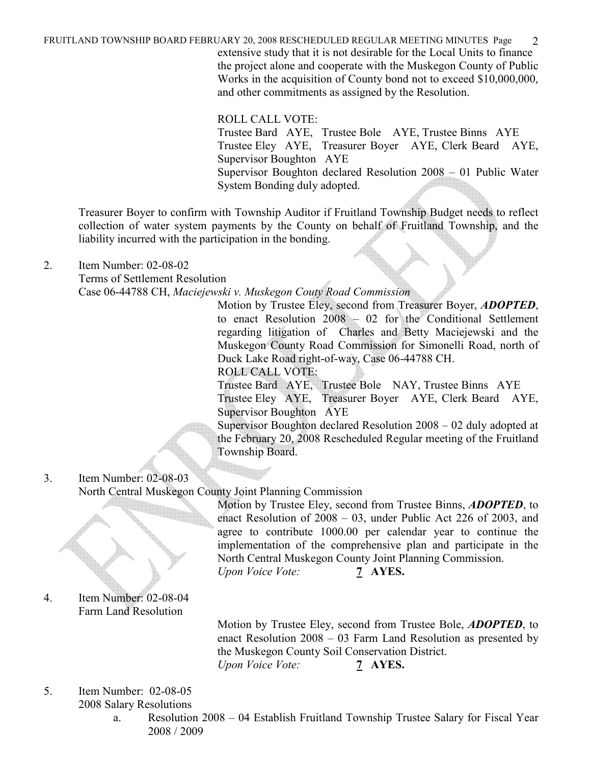extensive study that it is not desirable for the Local Units to finance the project alone and cooperate with the Muskegon County of Public Works in the acquisition of County bond not to exceed $10,000,000, and other commitments as assigned by the Resolution.

ROLL CALL VOTE:
Trustee Bard AYE, Trustee Bole AYE, Trustee Binns AYE
Trustee Eley AYE, Treasurer Boyer AYE, Clerk Beard AYE, Supervisor Boughton AYE
Supervisor Boughton declared Resolution 2008 – 01 Public Water System Bonding duly adopted.

Treasurer Boyer to confirm with Township Auditor if Fruitland Township Budget needs to reflect collection of water system payments by the County on behalf of Fruitland Township, and the liability incurred with the participation in the bonding.

2. Item Number: 02-08-02
Terms of Settlement Resolution
Case 06-44788 CH, *Maciejewski v. Muskegon Couty Road Commission*

Motion by Trustee Eley, second from Treasurer Boyer, ***ADOPTED***, to enact Resolution 2008 – 02 for the Conditional Settlement regarding litigation of Charles and Betty Maciejewski and the Muskegon County Road Commission for Simonelli Road, north of Duck Lake Road right-of-way, Case 06-44788 CH.
ROLL CALL VOTE:
Trustee Bard AYE, Trustee Bole NAY, Trustee Binns AYE
Trustee Eley AYE, Treasurer Boyer AYE, Clerk Beard AYE, Supervisor Boughton AYE
Supervisor Boughton declared Resolution 2008 – 02 duly adopted at the February 20, 2008 Rescheduled Regular meeting of the Fruitland Township Board.

3. Item Number: 02-08-03
North Central Muskegon County Joint Planning Commission

Motion by Trustee Eley, second from Trustee Binns, ***ADOPTED***, to enact Resolution of 2008 – 03, under Public Act 226 of 2003, and agree to contribute 1000.00 per calendar year to continue the implementation of the comprehensive plan and participate in the North Central Muskegon County Joint Planning Commission.
*Upon Voice Vote:* **7 AYES.**

4. Item Number: 02-08-04
Farm Land Resolution

Motion by Trustee Eley, second from Trustee Bole, ***ADOPTED***, to enact Resolution 2008 – 03 Farm Land Resolution as presented by the Muskegon County Soil Conservation District.
*Upon Voice Vote:* **7 AYES.**

5. Item Number: 02-08-05
2008 Salary Resolutions
   a. Resolution 2008 – 04 Establish Fruitland Township Trustee Salary for Fiscal Year 2008 / 2009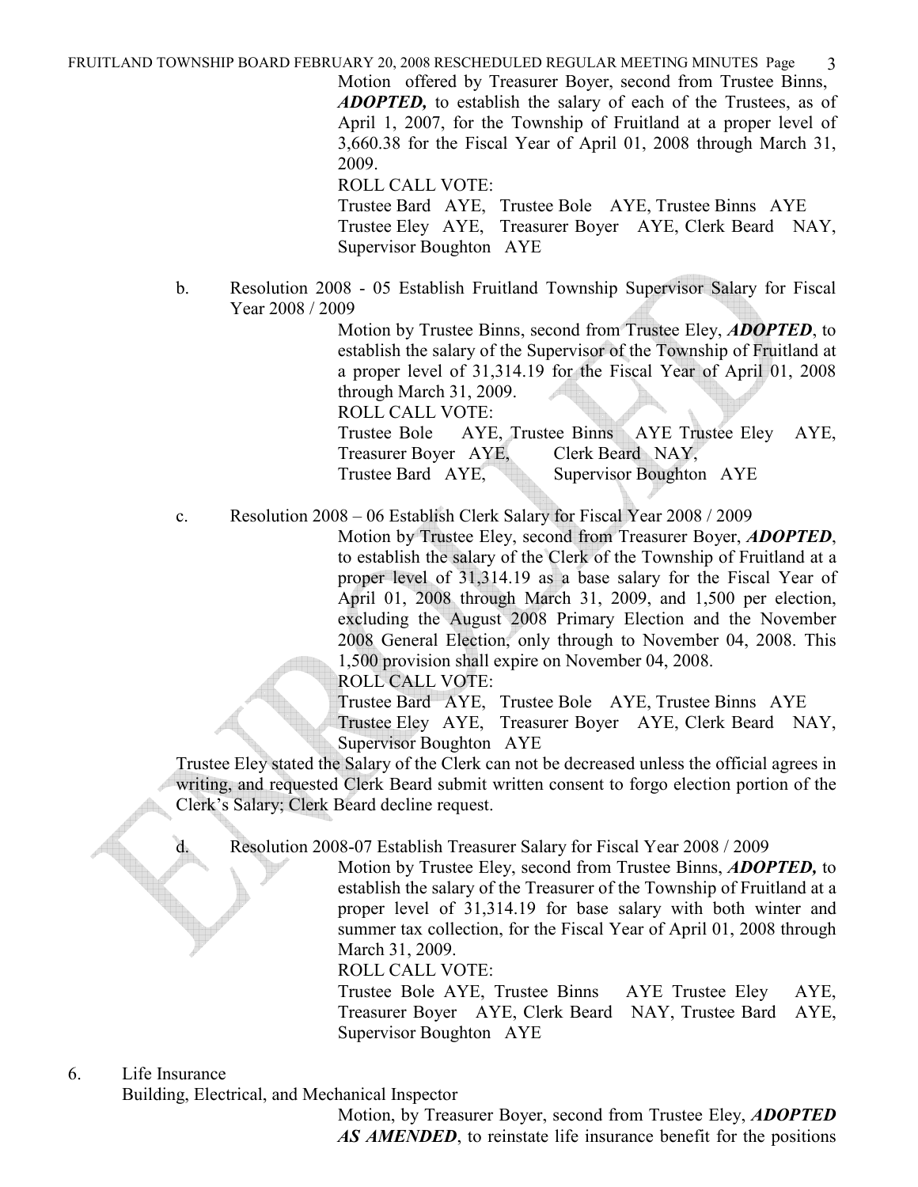Motion offered by Treasurer Boyer, second from Trustee Binns, ***ADOPTED,*** to establish the salary of each of the Trustees, as of April 1, 2007, for the Township of Fruitland at a proper level of 3,660.38 for the Fiscal Year of April 01, 2008 through March 31, 2009.

ROLL CALL VOTE:

Trustee Bard AYE, Trustee Bole AYE, Trustee Binns AYE
Trustee Eley AYE, Treasurer Boyer AYE, Clerk Beard NAY,
Supervisor Boughton AYE

b. Resolution 2008 - 05 Establish Fruitland Township Supervisor Salary for Fiscal Year 2008 / 2009

Motion by Trustee Binns, second from Trustee Eley, ***ADOPTED***, to establish the salary of the Supervisor of the Township of Fruitland at a proper level of 31,314.19 for the Fiscal Year of April 01, 2008 through March 31, 2009.

ROLL CALL VOTE:

Trustee Bole AYE, Trustee Binns AYE Trustee Eley AYE,
Treasurer Boyer AYE, Clerk Beard NAY,
Trustee Bard AYE, Supervisor Boughton AYE

c. Resolution 2008 – 06 Establish Clerk Salary for Fiscal Year 2008 / 2009

Motion by Trustee Eley, second from Treasurer Boyer, ***ADOPTED***, to establish the salary of the Clerk of the Township of Fruitland at a proper level of 31,314.19 as a base salary for the Fiscal Year of April 01, 2008 through March 31, 2009, and 1,500 per election, excluding the August 2008 Primary Election and the November 2008 General Election, only through to November 04, 2008. This 1,500 provision shall expire on November 04, 2008.

ROLL CALL VOTE:

Trustee Bard AYE, Trustee Bole AYE, Trustee Binns AYE
Trustee Eley AYE, Treasurer Boyer AYE, Clerk Beard NAY,
Supervisor Boughton AYE

Trustee Eley stated the Salary of the Clerk can not be decreased unless the official agrees in writing, and requested Clerk Beard submit written consent to forgo election portion of the Clerk's Salary; Clerk Beard decline request.

d. Resolution 2008-07 Establish Treasurer Salary for Fiscal Year 2008 / 2009

Motion by Trustee Eley, second from Trustee Binns, ***ADOPTED,*** to establish the salary of the Treasurer of the Township of Fruitland at a proper level of 31,314.19 for base salary with both winter and summer tax collection, for the Fiscal Year of April 01, 2008 through March 31, 2009.

ROLL CALL VOTE:

Trustee Bole AYE, Trustee Binns AYE Trustee Eley AYE,
Treasurer Boyer AYE, Clerk Beard NAY, Trustee Bard AYE,
Supervisor Boughton AYE

6. Life Insurance

Building, Electrical, and Mechanical Inspector

Motion, by Treasurer Boyer, second from Trustee Eley, ***ADOPTED AS AMENDED***, to reinstate life insurance benefit for the positions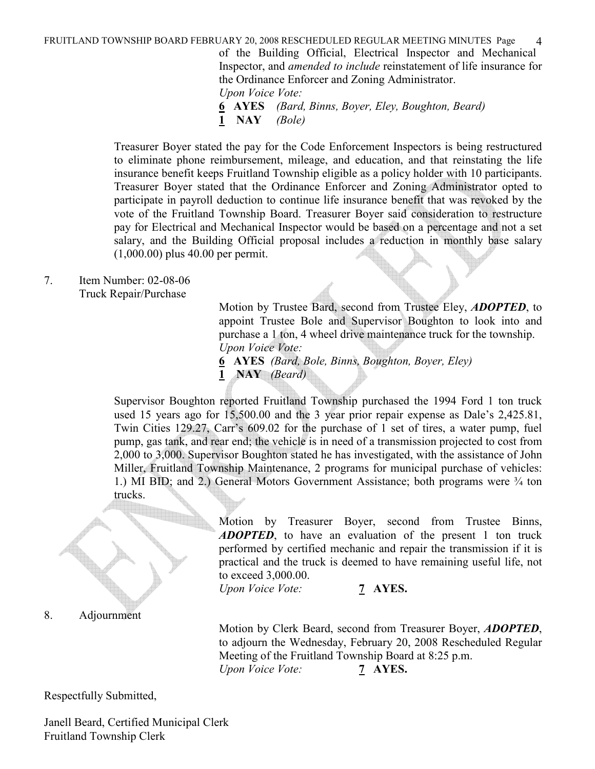of the Building Official, Electrical Inspector and Mechanical Inspector, and *amended to include* reinstatement of life insurance for the Ordinance Enforcer and Zoning Administrator.
*Upon Voice Vote:*
**6 AYES** *(Bard, Binns, Boyer, Eley, Boughton, Beard)*
**1 NAY** *(Bole)*

Treasurer Boyer stated the pay for the Code Enforcement Inspectors is being restructured to eliminate phone reimbursement, mileage, and education, and that reinstating the life insurance benefit keeps Fruitland Township eligible as a policy holder with 10 participants. Treasurer Boyer stated that the Ordinance Enforcer and Zoning Administrator opted to participate in payroll deduction to continue life insurance benefit that was revoked by the vote of the Fruitland Township Board. Treasurer Boyer said consideration to restructure pay for Electrical and Mechanical Inspector would be based on a percentage and not a set salary, and the Building Official proposal includes a reduction in monthly base salary (1,000.00) plus 40.00 per permit.

7. Item Number: 02-08-06
Truck Repair/Purchase

Motion by Trustee Bard, second from Trustee Eley, ***ADOPTED***, to appoint Trustee Bole and Supervisor Boughton to look into and purchase a 1 ton, 4 wheel drive maintenance truck for the township.
*Upon Voice Vote:*
**6 AYES** *(Bard, Bole, Binns, Boughton, Boyer, Eley)*
**1 NAY** *(Beard)*

Supervisor Boughton reported Fruitland Township purchased the 1994 Ford 1 ton truck used 15 years ago for 15,500.00 and the 3 year prior repair expense as Dale's 2,425.81, Twin Cities 129.27, Carr's 609.02 for the purchase of 1 set of tires, a water pump, fuel pump, gas tank, and rear end; the vehicle is in need of a transmission projected to cost from 2,000 to 3,000. Supervisor Boughton stated he has investigated, with the assistance of John Miller, Fruitland Township Maintenance, 2 programs for municipal purchase of vehicles: 1.) MI BID; and 2.) General Motors Government Assistance; both programs were ¾ ton trucks.

Motion by Treasurer Boyer, second from Trustee Binns, ***ADOPTED***, to have an evaluation of the present 1 ton truck performed by certified mechanic and repair the transmission if it is practical and the truck is deemed to have remaining useful life, not to exceed 3,000.00.
*Upon Voice Vote:* **7 AYES.**

8. Adjournment

Motion by Clerk Beard, second from Treasurer Boyer, ***ADOPTED***, to adjourn the Wednesday, February 20, 2008 Rescheduled Regular Meeting of the Fruitland Township Board at 8:25 p.m.
*Upon Voice Vote:* **7 AYES.**

Respectfully Submitted,

Janell Beard, Certified Municipal Clerk
Fruitland Township Clerk